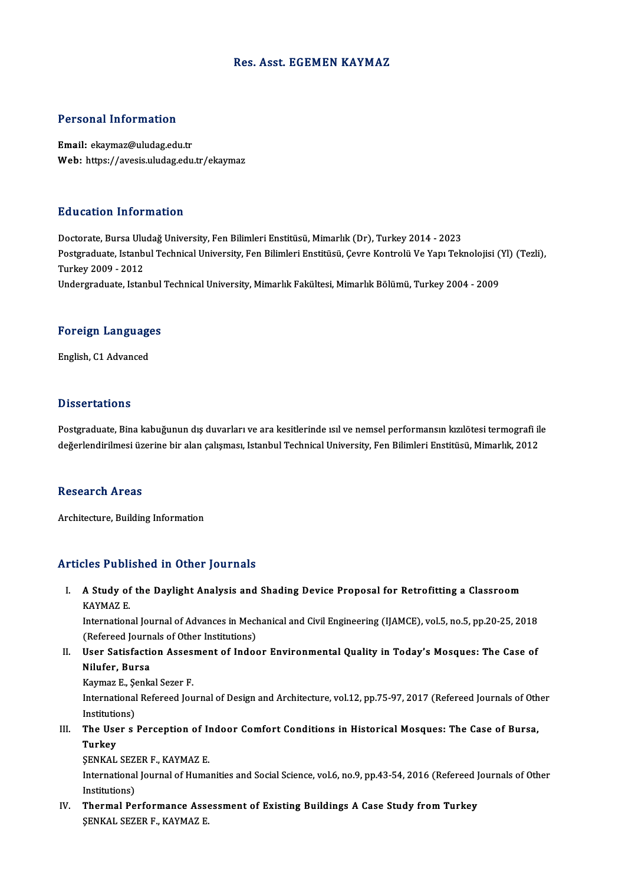# Res. Asst. EGEMEN KAYMAZ

## Personal Information

**Email:** ekaymaz@uludag.edu.tr
**Web:** https://avesis.uludag.edu.tr/ekaymaz

## Education Information

Doctorate, Bursa Uludağ University, Fen Bilimleri Enstitüsü, Mimarlık (Dr), Turkey 2014 - 2023
Postgraduate, Istanbul Technical University, Fen Bilimleri Enstitüsü, Çevre Kontrolü Ve Yapı Teknolojisi (Yl) (Tezli), Turkey 2009 - 2012
Undergraduate, Istanbul Technical University, Mimarlık Fakültesi, Mimarlık Bölümü, Turkey 2004 - 2009

## Foreign Languages

English, C1 Advanced

## Dissertations

Postgraduate, Bina kabuğunun dış duvarları ve ara kesitlerinde ısıl ve nemsel performansın kızılötesi termografi ile değerlendirilmesi üzerine bir alan çalışması, Istanbul Technical University, Fen Bilimleri Enstitüsü, Mimarlık, 2012

## Research Areas

Architecture, Building Information

## Articles Published in Other Journals

I. **A Study of the Daylight Analysis and Shading Device Proposal for Retrofitting a Classroom**
KAYMAZ E.
International Journal of Advances in Mechanical and Civil Engineering (IJAMCE), vol.5, no.5, pp.20-25, 2018 (Refereed Journals of Other Institutions)

II. **User Satisfaction Assesment of Indoor Environmental Quality in Today's Mosques: The Case of Nilufer, Bursa**
Kaymaz E., Şenkal Sezer F.
International Refereed Journal of Design and Architecture, vol.12, pp.75-97, 2017 (Refereed Journals of Other Institutions)

III. **The User s Perception of Indoor Comfort Conditions in Historical Mosques: The Case of Bursa, Turkey**
ŞENKAL SEZER F., KAYMAZ E.
International Journal of Humanities and Social Science, vol.6, no.9, pp.43-54, 2016 (Refereed Journals of Other Institutions)

IV. **Thermal Performance Assessment of Existing Buildings A Case Study from Turkey**
ŞENKAL SEZER F., KAYMAZ E.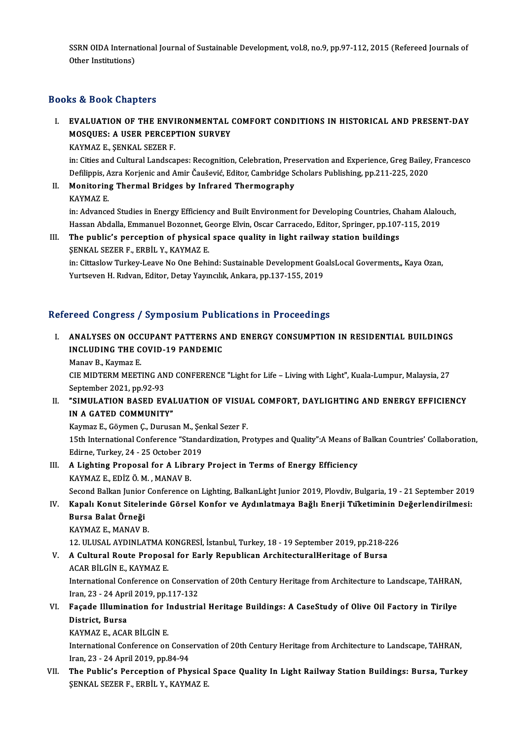SSRN OIDA International Journal of Sustainable Development, vol.8, no.9, pp.97-112, 2015 (Refereed Journals of Other Institutions)

## Books & Book Chapters

I. **EVALUATION OF THE ENVIRONMENTAL COMFORT CONDITIONS IN HISTORICAL AND PRESENT-DAY MOSQUES: A USER PERCEPTION SURVEY**
   KAYMAZ E., ŞENKAL SEZER F.
   in: Cities and Cultural Landscapes: Recognition, Celebration, Preservation and Experience, Greg Bailey, Francesco Defilippis, Azra Korjenic and Amir Čaušević, Editor, Cambridge Scholars Publishing, pp.211-225, 2020

II. **Monitoring Thermal Bridges by Infrared Thermography**
   KAYMAZ E.
   in: Advanced Studies in Energy Efficiency and Built Environment for Developing Countries, Chaham Alalouch, Hassan Abdalla, Emmanuel Bozonnet, George Elvin, Oscar Carracedo, Editor, Springer, pp.107-115, 2019

III. **The public's perception of physical space quality in light railway station buildings**
   ŞENKAL SEZER F., ERBİL Y., KAYMAZ E.
   in: Cittaslow Turkey-Leave No One Behind: Sustainable Development GoalsLocal Goverments,, Kaya Ozan, Yurtseven H. Rıdvan, Editor, Detay Yayıncılık, Ankara, pp.137-155, 2019

## Refereed Congress / Symposium Publications in Proceedings

I. **ANALYSES ON OCCUPANT PATTERNS AND ENERGY CONSUMPTION IN RESIDENTIAL BUILDINGS INCLUDING THE COVID-19 PANDEMIC**
   Manav B., Kaymaz E.
   CIE MIDTERM MEETING AND CONFERENCE "Light for Life – Living with Light", Kuala-Lumpur, Malaysia, 27 September 2021, pp.92-93

II. **"SIMULATION BASED EVALUATION OF VISUAL COMFORT, DAYLIGHTING AND ENERGY EFFICIENCY IN A GATED COMMUNITY"**
   Kaymaz E., Göymen Ç., Durusan M., Şenkal Sezer F.
   15th International Conference "Standardization, Protypes and Quality":A Means of Balkan Countries' Collaboration, Edirne, Turkey, 24 - 25 October 2019

III. **A Lighting Proposal for A Library Project in Terms of Energy Efficiency**
   KAYMAZ E., EDİZ Ö. M. , MANAV B.
   Second Balkan Junior Conference on Lighting, BalkanLight Junior 2019, Plovdiv, Bulgaria, 19 - 21 September 2019

IV. **Kapalı Konut Sitelerinde Görsel Konfor ve Aydınlatmaya Bağlı Enerji Tüketiminin Değerlendirilmesi: Bursa Balat Örneği**
   KAYMAZ E., MANAV B.
   12. ULUSAL AYDINLATMA KONGRESİ, İstanbul, Turkey, 18 - 19 September 2019, pp.218-226

V. **A Cultural Route Proposal for Early Republican ArchitecturalHeritage of Bursa**
   ACAR BİLGİN E., KAYMAZ E.
   International Conference on Conservation of 20th Century Heritage from Architecture to Landscape, TAHRAN, Iran, 23 - 24 April 2019, pp.117-132

VI. **Façade Illumination for Industrial Heritage Buildings: A CaseStudy of Olive Oil Factory in Tirilye District, Bursa**
   KAYMAZ E., ACAR BİLGİN E.
   International Conference on Conservation of 20th Century Heritage from Architecture to Landscape, TAHRAN, Iran, 23 - 24 April 2019, pp.84-94

VII. **The Public's Perception of Physical Space Quality In Light Railway Station Buildings: Bursa, Turkey**
   ŞENKAL SEZER F., ERBİL Y., KAYMAZ E.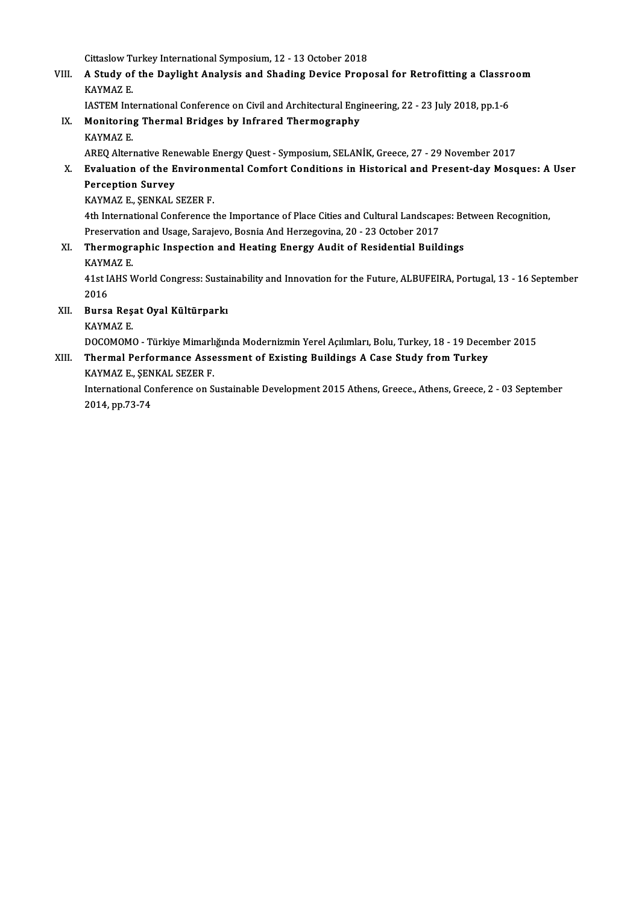Cittaslow Turkey International Symposium, 12 - 13 October 2018

VIII. **A Study of the Daylight Analysis and Shading Device Proposal for Retrofitting a Classroom**
KAYMAZ E.
IASTEM International Conference on Civil and Architectural Engineering, 22 - 23 July 2018, pp.1-6

IX. **Monitoring Thermal Bridges by Infrared Thermography**
KAYMAZ E.
AREQ Alternative Renewable Energy Quest - Symposium, SELANİK, Greece, 27 - 29 November 2017

X. **Evaluation of the Environmental Comfort Conditions in Historical and Present-day Mosques: A User Perception Survey**
KAYMAZ E., ŞENKAL SEZER F.
4th International Conference the Importance of Place Cities and Cultural Landscapes: Between Recognition, Preservation and Usage, Sarajevo, Bosnia And Herzegovina, 20 - 23 October 2017

XI. **Thermographic Inspection and Heating Energy Audit of Residential Buildings**
KAYMAZ E.
41st IAHS World Congress: Sustainability and Innovation for the Future, ALBUFEIRA, Portugal, 13 - 16 September 2016

XII. **Bursa Reşat Oyal Kültürparkı**
KAYMAZ E.
DOCOMOMO - Türkiye Mimarlığında Modernizmin Yerel Açılımları, Bolu, Turkey, 18 - 19 December 2015

XIII. **Thermal Performance Assessment of Existing Buildings A Case Study from Turkey**
KAYMAZ E., ŞENKAL SEZER F.
International Conference on Sustainable Development 2015 Athens, Greece., Athens, Greece, 2 - 03 September 2014, pp.73-74